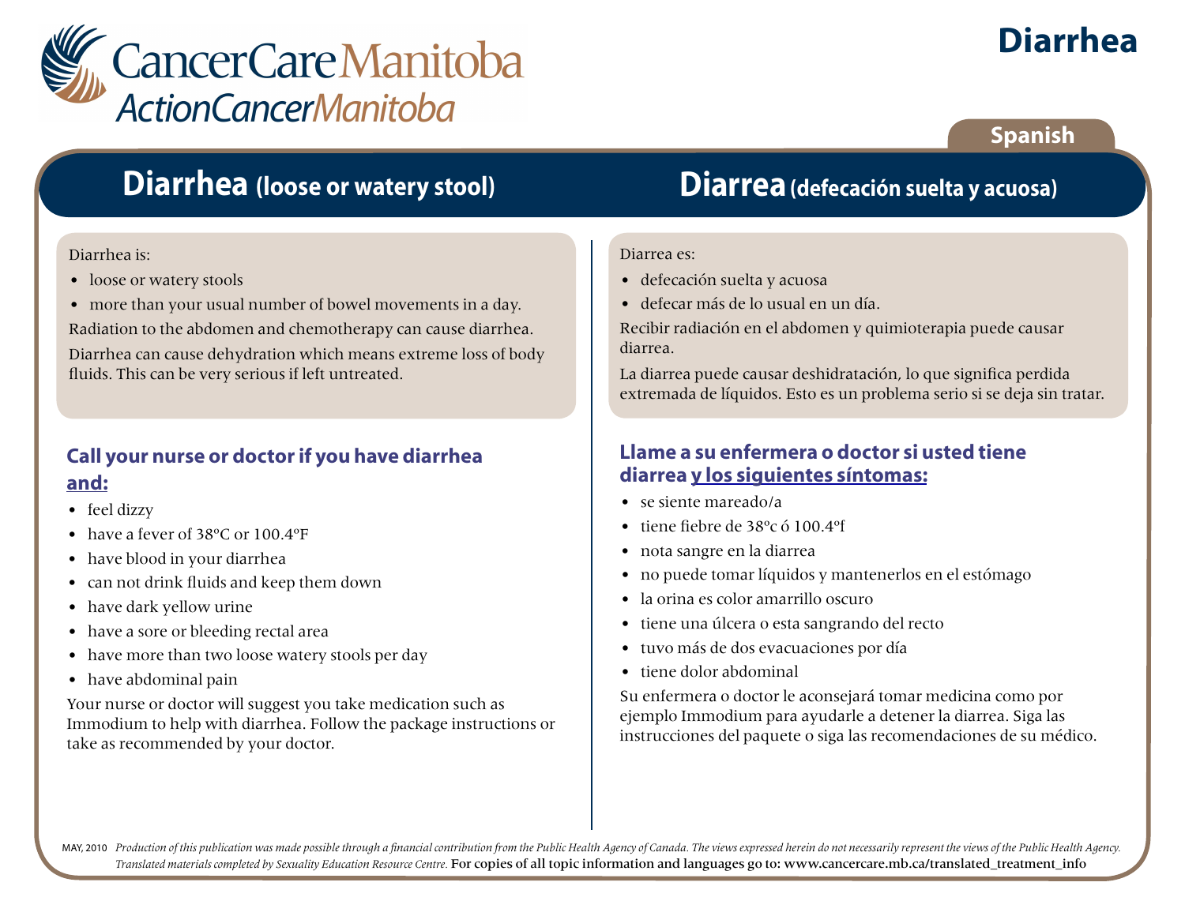CancerCare Manitoba
ActionCancerManitoba

# Diarrhea

Spanish

## Diarrhea (loose or watery stool)

Diarrhea is:

- loose or watery stools
- more than your usual number of bowel movements in a day.

Radiation to the abdomen and chemotherapy can cause diarrhea.

Diarrhea can cause dehydration which means extreme loss of body fluids. This can be very serious if left untreated.

### Call your nurse or doctor if you have diarrhea and:

- feel dizzy
- have a fever of 38ºC or 100.4ºF
- have blood in your diarrhea
- can not drink fluids and keep them down
- have dark yellow urine
- have a sore or bleeding rectal area
- have more than two loose watery stools per day
- have abdominal pain

Your nurse or doctor will suggest you take medication such as Immodium to help with diarrhea. Follow the package instructions or take as recommended by your doctor.

## Diarrea (defecación suelta y acuosa)

Diarrea es:

- defecación suelta y acuosa
- defecar más de lo usual en un día.

Recibir radiación en el abdomen y quimioterapia puede causar diarrea.

La diarrea puede causar deshidratación, lo que significa perdida extremada de líquidos. Esto es un problema serio si se deja sin tratar.

### Llame a su enfermera o doctor si usted tiene diarrea y los siguientes síntomas:

- se siente mareado/a
- tiene fiebre de 38ºc ó 100.4ºf
- nota sangre en la diarrea
- no puede tomar líquidos y mantenerlos en el estómago
- la orina es color amarillo oscuro
- tiene una úlcera o esta sangrando del recto
- tuvo más de dos evacuaciones por día
- tiene dolor abdominal

Su enfermera o doctor le aconsejará tomar medicina como por ejemplo Immodium para ayudarle a detener la diarrea. Siga las instrucciones del paquete o siga las recomendaciones de su médico.

MAY, 2010 *Production of this publication was made possible through a financial contribution from the Public Health Agency of Canada. The views expressed herein do not necessarily represent the views of the Public Health Agency. Translated materials completed by Sexuality Education Resource Centre.* For copies of all topic information and languages go to: www.cancercare.mb.ca/translated_treatment_info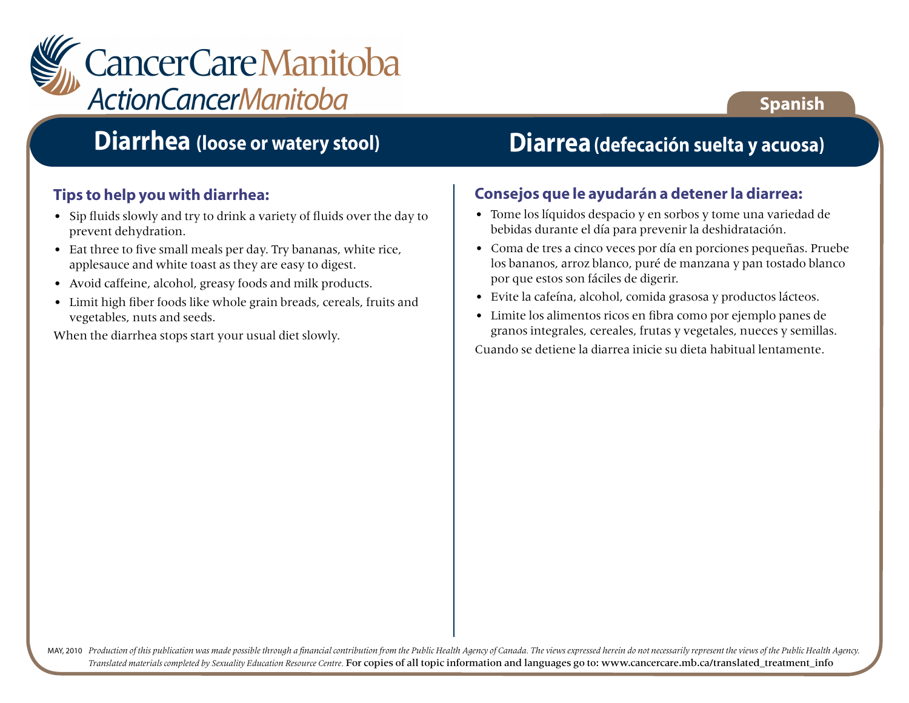CancerCare Manitoba
ActionCancerManitoba

Spanish

## Diarrhea (loose or watery stool)

### Tips to help you with diarrhea:

- Sip fluids slowly and try to drink a variety of fluids over the day to prevent dehydration.
- Eat three to five small meals per day. Try bananas, white rice, applesauce and white toast as they are easy to digest.
- Avoid caffeine, alcohol, greasy foods and milk products.
- Limit high fiber foods like whole grain breads, cereals, fruits and vegetables, nuts and seeds.

When the diarrhea stops start your usual diet slowly.

## Diarrea (defecación suelta y acuosa)

### Consejos que le ayudarán a detener la diarrea:

- Tome los líquidos despacio y en sorbos y tome una variedad de bebidas durante el día para prevenir la deshidratación.
- Coma de tres a cinco veces por día en porciones pequeñas. Pruebe los bananos, arroz blanco, puré de manzana y pan tostado blanco por que estos son fáciles de digerir.
- Evite la cafeína, alcohol, comida grasosa y productos lácteos.
- Limite los alimentos ricos en fibra como por ejemplo panes de granos integrales, cereales, frutas y vegetales, nueces y semillas.

Cuando se detiene la diarrea inicie su dieta habitual lentamente.

MAY, 2010 *Production of this publication was made possible through a financial contribution from the Public Health Agency of Canada. The views expressed herein do not necessarily represent the views of the Public Health Agency. Translated materials completed by Sexuality Education Resource Centre.* For copies of all topic information and languages go to: www.cancercare.mb.ca/translated_treatment_info